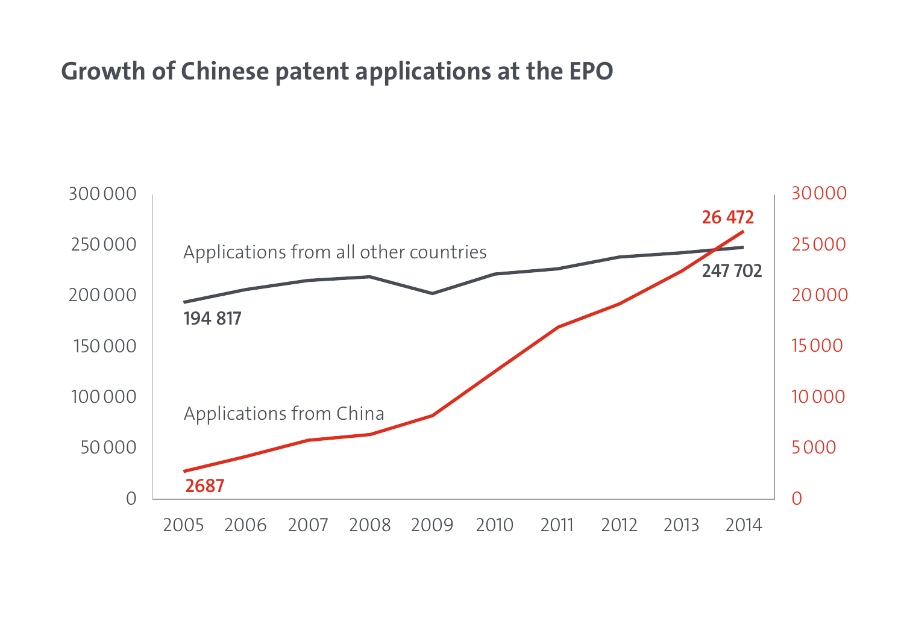## Growth of Chinese patent applications at the EPO

Applications from all other countries

Applications from China

| Year | Applications from all other countries | Applications from China |
|---|---|---|
| 2005 | 194 817 | 2687 |
| 2014 | 247 702 | 26 472 |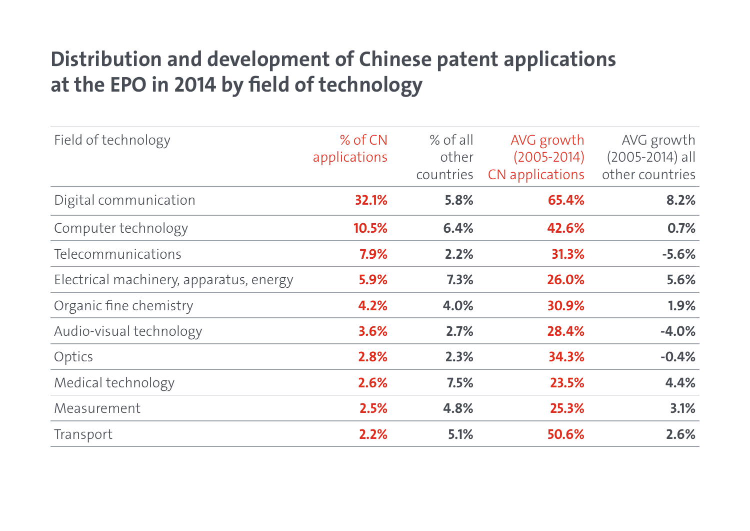# Distribution and development of Chinese patent applications at the EPO in 2014 by field of technology

| Field of technology | % of CN applications | % of all other countries | AVG growth (2005-2014) CN applications | AVG growth (2005-2014) all other countries |
|---|---|---|---|---|
| Digital communication | **32.1%** | **5.8%** | **65.4%** | **8.2%** |
| Computer technology | **10.5%** | **6.4%** | **42.6%** | **0.7%** |
| Telecommunications | **7.9%** | **2.2%** | **31.3%** | **-5.6%** |
| Electrical machinery, apparatus, energy | **5.9%** | **7.3%** | **26.0%** | **5.6%** |
| Organic fine chemistry | **4.2%** | **4.0%** | **30.9%** | **1.9%** |
| Audio-visual technology | **3.6%** | **2.7%** | **28.4%** | **-4.0%** |
| Optics | **2.8%** | **2.3%** | **34.3%** | **-0.4%** |
| Medical technology | **2.6%** | **7.5%** | **23.5%** | **4.4%** |
| Measurement | **2.5%** | **4.8%** | **25.3%** | **3.1%** |
| Transport | **2.2%** | **5.1%** | **50.6%** | **2.6%** |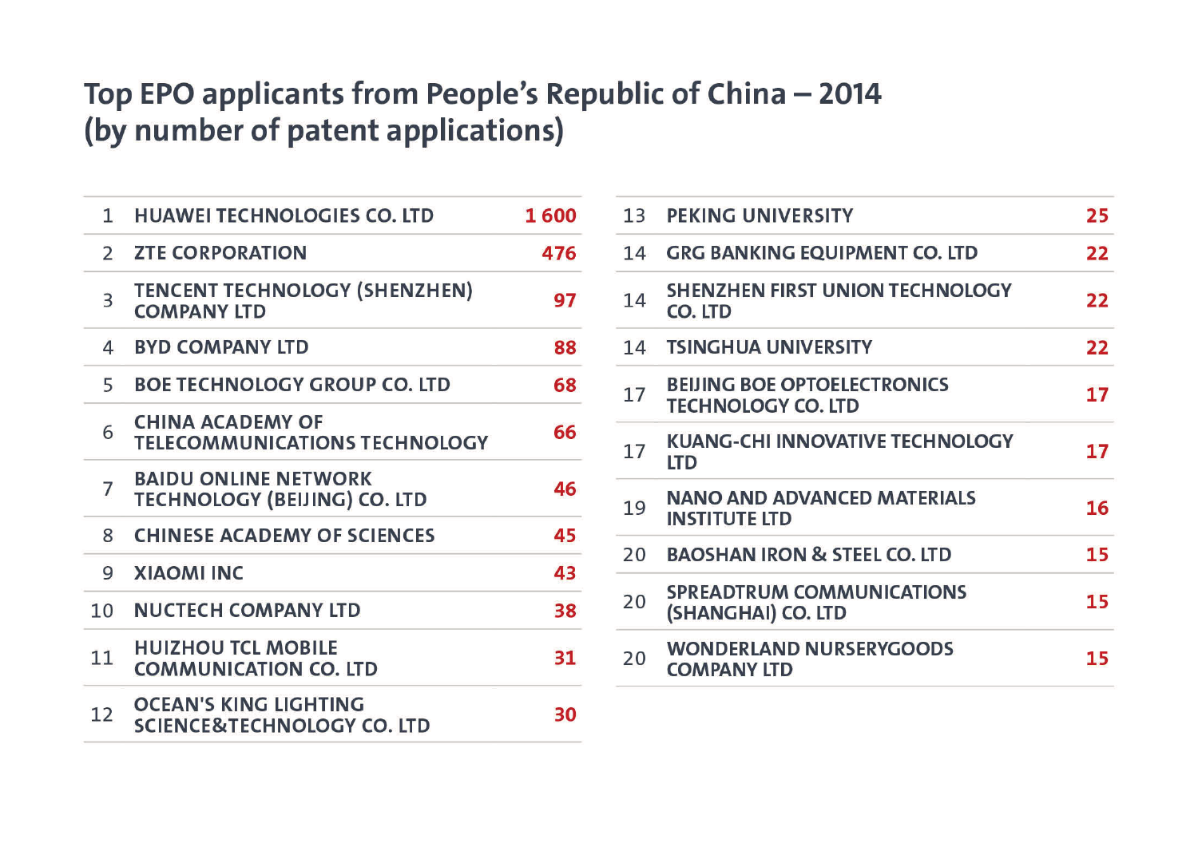## Top EPO applicants from People's Republic of China – 2014 (by number of patent applications)

| Rank | Applicant | Applications |
|---|---|---|
| 1 | HUAWEI TECHNOLOGIES CO. LTD | 1 600 |
| 2 | ZTE CORPORATION | 476 |
| 3 | TENCENT TECHNOLOGY (SHENZHEN) COMPANY LTD | 97 |
| 4 | BYD COMPANY LTD | 88 |
| 5 | BOE TECHNOLOGY GROUP CO. LTD | 68 |
| 6 | CHINA ACADEMY OF TELECOMMUNICATIONS TECHNOLOGY | 66 |
| 7 | BAIDU ONLINE NETWORK TECHNOLOGY (BEIJING) CO. LTD | 46 |
| 8 | CHINESE ACADEMY OF SCIENCES | 45 |
| 9 | XIAOMI INC | 43 |
| 10 | NUCTECH COMPANY LTD | 38 |
| 11 | HUIZHOU TCL MOBILE COMMUNICATION CO. LTD | 31 |
| 12 | OCEAN'S KING LIGHTING SCIENCE&TECHNOLOGY CO. LTD | 30 |
| 13 | PEKING UNIVERSITY | 25 |
| 14 | GRG BANKING EQUIPMENT CO. LTD | 22 |
| 14 | SHENZHEN FIRST UNION TECHNOLOGY CO. LTD | 22 |
| 14 | TSINGHUA UNIVERSITY | 22 |
| 17 | BEIJING BOE OPTOELECTRONICS TECHNOLOGY CO. LTD | 17 |
| 17 | KUANG-CHI INNOVATIVE TECHNOLOGY LTD | 17 |
| 19 | NANO AND ADVANCED MATERIALS INSTITUTE LTD | 16 |
| 20 | BAOSHAN IRON & STEEL CO. LTD | 15 |
| 20 | SPREADTRUM COMMUNICATIONS (SHANGHAI) CO. LTD | 15 |
| 20 | WONDERLAND NURSERYGOODS COMPANY LTD | 15 |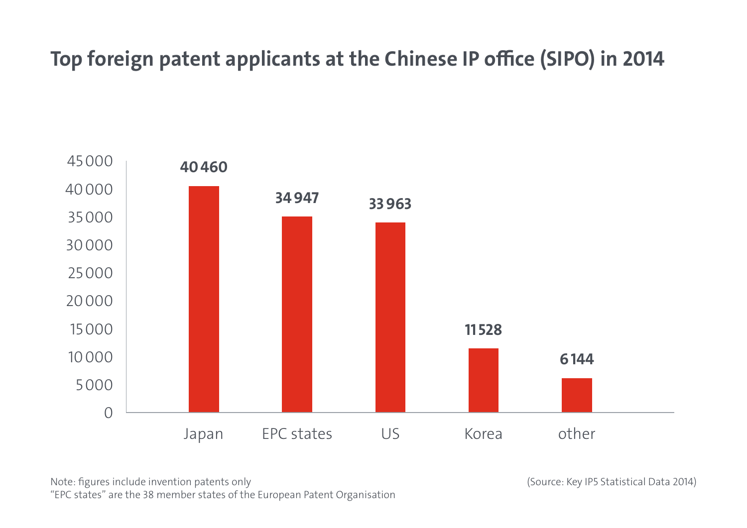## Top foreign patent applicants at the Chinese IP office (SIPO) in 2014

| Country/Region | Patent applications |
|---|---|
| Japan | 40 460 |
| EPC states | 34 947 |
| US | 33 963 |
| Korea | 11 528 |
| other | 6 144 |

Note: figures include invention patents only
"EPC states" are the 38 member states of the European Patent Organisation

(Source: Key IP5 Statistical Data 2014)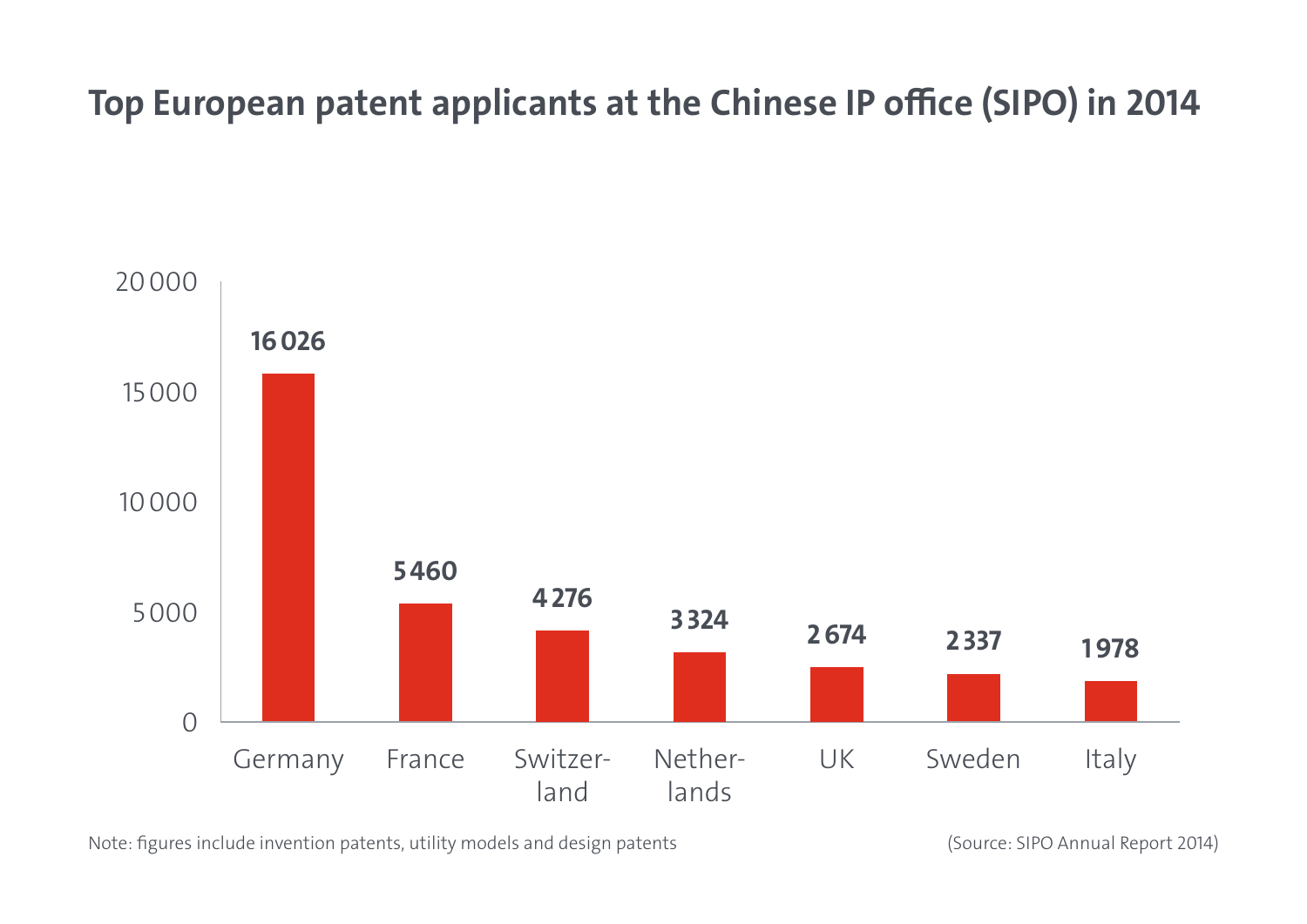## Top European patent applicants at the Chinese IP office (SIPO) in 2014

| Country | Patent applications |
|---|---|
| Germany | 16 026 |
| France | 5 460 |
| Switzerland | 4 276 |
| Netherlands | 3 324 |
| UK | 2 674 |
| Sweden | 2 337 |
| Italy | 1 978 |

Note: figures include invention patents, utility models and design patents

(Source: SIPO Annual Report 2014)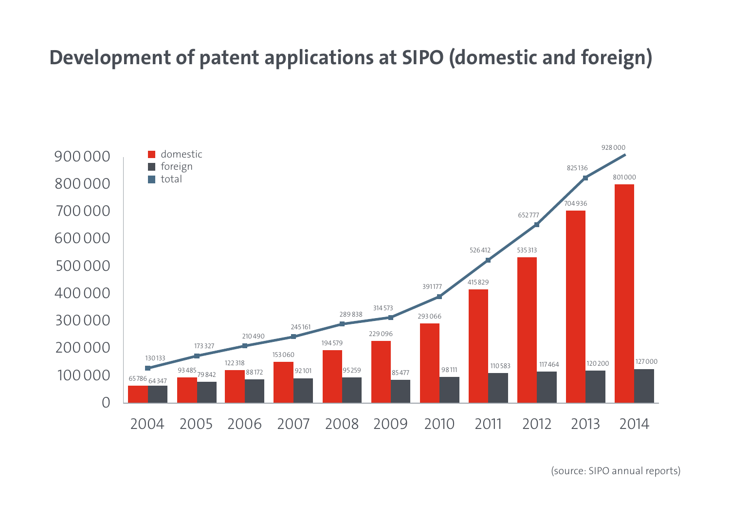# Development of patent applications at SIPO (domestic and foreign)

| Year | domestic | foreign | total |
|---|---|---|---|
| 2004 | 65 786 | 64 347 | 130 133 |
| 2005 | 93 485 | 79 842 | 173 327 |
| 2006 | 122 318 | 88 172 | 210 490 |
| 2007 | 153 060 | 92 101 | 245 161 |
| 2008 | 194 579 | 95 259 | 289 838 |
| 2009 | 229 096 | 85 477 | 314 573 |
| 2010 | 293 066 | 98 111 | 391 177 |
| 2011 | 415 829 | 110 583 | 526 412 |
| 2012 | 535 313 | 117 464 | 652 777 |
| 2013 | 704 936 | 120 200 | 825 136 |
| 2014 | 801 000 | 127 000 | 928 000 |

(source: SIPO annual reports)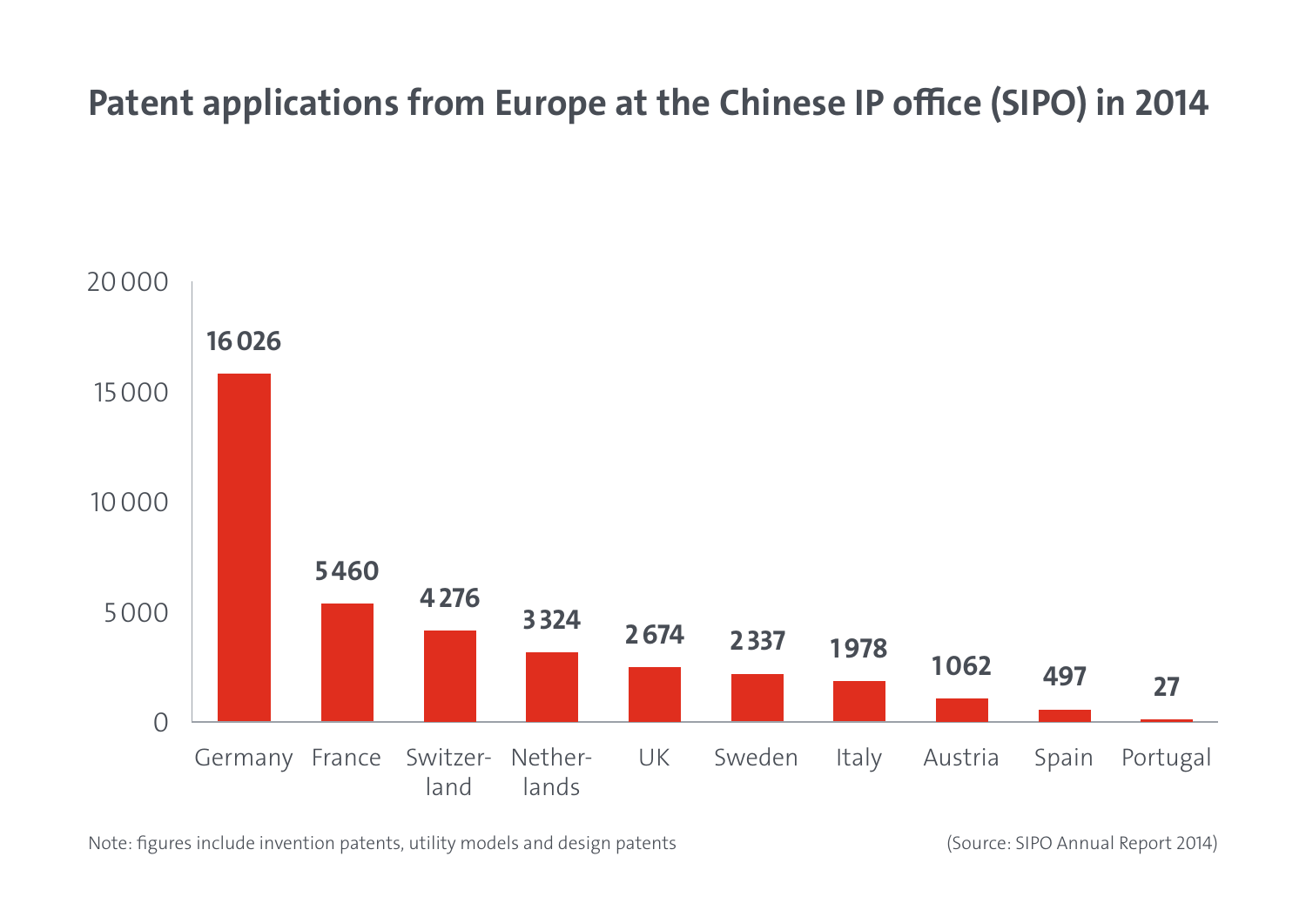# Patent applications from Europe at the Chinese IP office (SIPO) in 2014

20 000
15 000
10 000
5 000
0

16 026
5 460
4 276
3 324
2 674
2 337
1 978
1 062
497
27

Germany
France
Switzer-land
Nether-lands
UK
Sweden
Italy
Austria
Spain
Portugal

Note: figures include invention patents, utility models and design patents

(Source: SIPO Annual Report 2014)